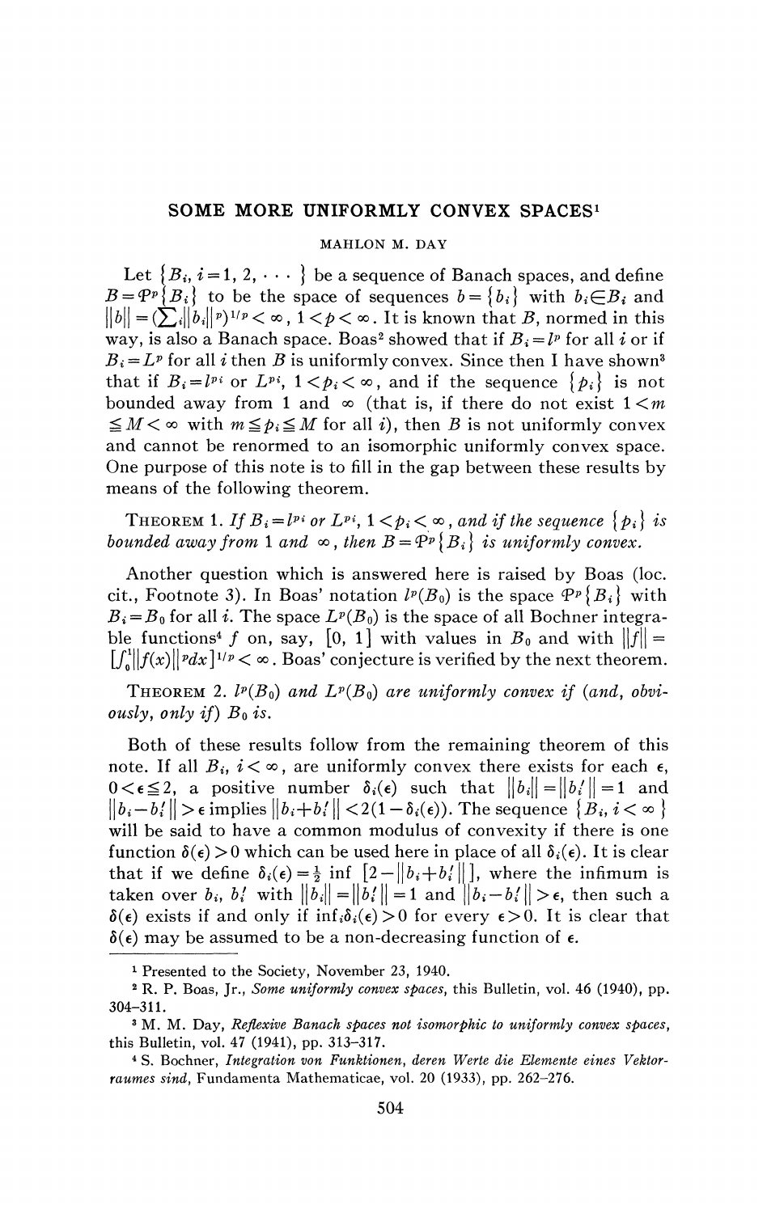# SOME MORE UNIFORMLY CONVEX SPACES[1]

MAHLON M. DAY

Let $\{B_i, i=1, 2, \cdots\}$ be a sequence of Banach spaces, and define $B=\mathfrak{P}^p\{B_i\}$ to be the space of sequences $b=\{b_i\}$ with $b_i \in B_i$ and $\|b\|=(\sum_i \|b_i\|^p)^{1/p}<\infty$, $1<p<\infty$. It is known that $B$, normed in this way, is also a Banach space. Boas[2] showed that if $B_i=l^p$ for all $i$ or if $B_i=L^p$ for all $i$ then $B$ is uniformly convex. Since then I have shown[3] that if $B_i=l^{p_i}$ or $L^{p_i}$, $1<p_i<\infty$, and if the sequence $\{p_i\}$ is not bounded away from 1 and $\infty$ (that is, if there do not exist $1<m \leqq M<\infty$ with $m \leqq p_i \leqq M$ for all $i$), then $B$ is not uniformly convex and cannot be renormed to an isomorphic uniformly convex space. One purpose of this note is to fill in the gap between these results by means of the following theorem.

THEOREM 1. *If $B_i=l^{p_i}$ or $L^{p_i}$, $1<p_i<\infty$, and if the sequence $\{p_i\}$ is bounded away from 1 and $\infty$, then $B=\mathfrak{P}^p\{B_i\}$ is uniformly convex.*

Another question which is answered here is raised by Boas (loc. cit., Footnote 3). In Boas' notation $l^p(B_0)$ is the space $\mathfrak{P}^p\{B_i\}$ with $B_i=B_0$ for all $i$. The space $L^p(B_0)$ is the space of all Bochner integrable functions[4] $f$ on, say, $[0, 1]$ with values in $B_0$ and with $\|f\|=[\int_0^1 \|f(x)\|^p dx]^{1/p}<\infty$. Boas' conjecture is verified by the next theorem.

THEOREM 2. *$l^p(B_0)$ and $L^p(B_0)$ are uniformly convex if (and, obviously, only if) $B_0$ is.*

Both of these results follow from the remaining theorem of this note. If all $B_i$, $i<\infty$, are uniformly convex there exists for each $\epsilon$, $0<\epsilon \leqq 2$, a positive number $\delta_i(\epsilon)$ such that $\|b_i\|=\|b_i'\|=1$ and $\|b_i-b_i'\|>\epsilon$ implies $\|b_i+b_i'\|<2(1-\delta_i(\epsilon))$. The sequence $\{B_i, i<\infty\}$ will be said to have a common modulus of convexity if there is one function $\delta(\epsilon)>0$ which can be used here in place of all $\delta_i(\epsilon)$. It is clear that if we define $\delta_i(\epsilon)=\frac{1}{2}\inf[2-\|b_i+b_i'\|]$, where the infimum is taken over $b_i$, $b_i'$ with $\|b_i\|=\|b_i'\|=1$ and $\|b_i-b_i'\|>\epsilon$, then such a $\delta(\epsilon)$ exists if and only if $\inf_i \delta_i(\epsilon)>0$ for every $\epsilon>0$. It is clear that $\delta(\epsilon)$ may be assumed to be a non-decreasing function of $\epsilon$.

---

[1] Presented to the Society, November 23, 1940.

[2] R. P. Boas, Jr., *Some uniformly convex spaces*, this Bulletin, vol. 46 (1940), pp. 304–311.

[3] M. M. Day, *Reflexive Banach spaces not isomorphic to uniformly convex spaces*, this Bulletin, vol. 47 (1941), pp. 313–317.

[4] S. Bochner, *Integration von Funktionen, deren Werte die Elemente eines Vektorraumes sind*, Fundamenta Mathematicae, vol. 20 (1933), pp. 262–276.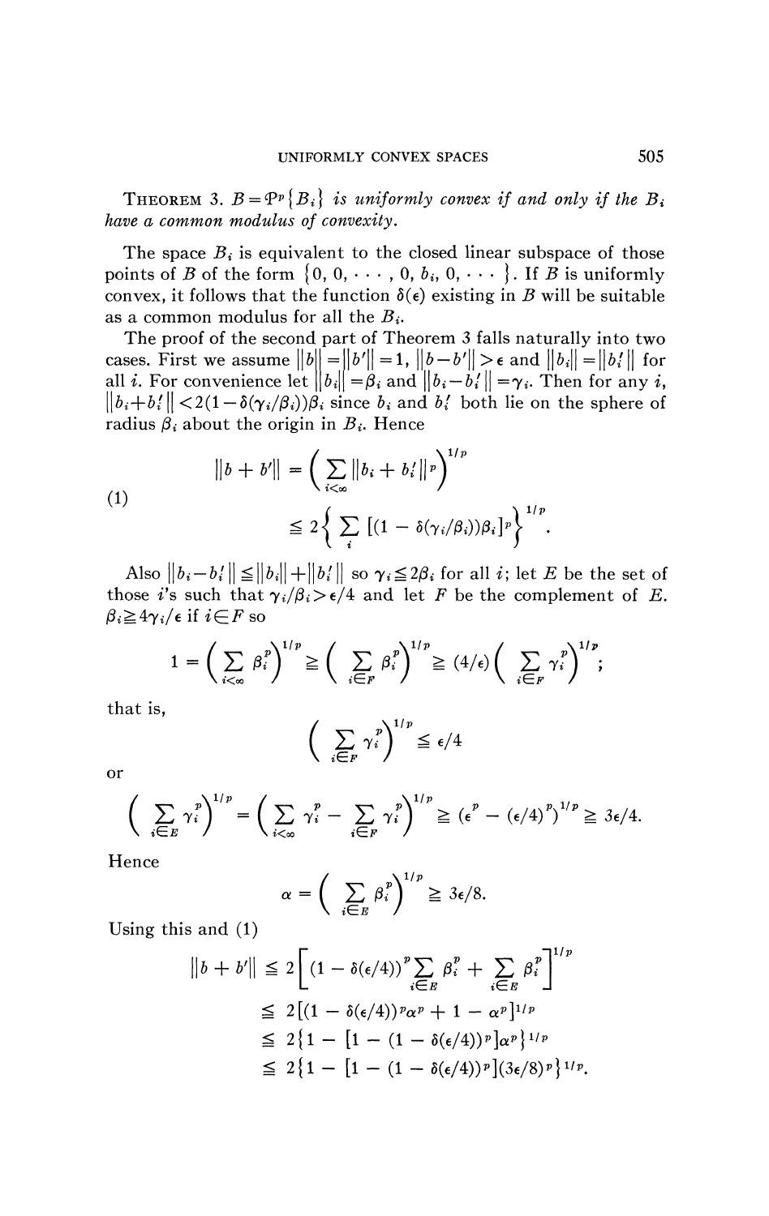THEOREM 3. *$B = \mathfrak{P}^p\{B_i\}$ is uniformly convex if and only if the $B_i$ have a common modulus of convexity.*

The space $B_i$ is equivalent to the closed linear subspace of those points of $B$ of the form $\{0, 0, \cdots, 0, b_i, 0, \cdots\}$. If $B$ is uniformly convex, it follows that the function $\delta(\epsilon)$ existing in $B$ will be suitable as a common modulus for all the $B_i$.

The proof of the second part of Theorem 3 falls naturally into two cases. First we assume $\|b\| = \|b'\| = 1$, $\|b - b'\| > \epsilon$ and $\|b_i\| = \|b_i'\|$ for all $i$. For convenience let $\|b_i\| = \beta_i$ and $\|b_i - b_i'\| = \gamma_i$. Then for any $i$, $\|b_i + b_i'\| < 2(1 - \delta(\gamma_i/\beta_i))\beta_i$ since $b_i$ and $b_i'$ both lie on the sphere of radius $\beta_i$ about the origin in $B_i$. Hence

$$
\tag{1}
\begin{aligned}
\|b + b'\| &= \left( \sum_{i<\infty} \|b_i + b_i'\|^p \right)^{1/p} \\
&\leqq 2\left\{ \sum_i [(1 - \delta(\gamma_i/\beta_i))\beta_i]^p \right\}^{1/p}.
\end{aligned}
$$

Also $\|b_i - b_i'\| \leqq \|b_i\| + \|b_i'\|$ so $\gamma_i \leqq 2\beta_i$ for all $i$; let $E$ be the set of those $i$'s such that $\gamma_i/\beta_i > \epsilon/4$ and let $F$ be the complement of $E$. $\beta_i \geqq 4\gamma_i/\epsilon$ if $i \in F$ so

$$
1 = \left( \sum_{i<\infty} \beta_i^p \right)^{1/p} \geqq \left( \sum_{i \in F} \beta_i^p \right)^{1/p} \geqq (4/\epsilon)\left( \sum_{i \in F} \gamma_i^p \right)^{1/p};
$$

that is,

$$
\left( \sum_{i \in F} \gamma_i^p \right)^{1/p} \leqq \epsilon/4
$$

or

$$
\left( \sum_{i \in E} \gamma_i^p \right)^{1/p} = \left( \sum_{i<\infty} \gamma_i^p - \sum_{i \in F} \gamma_i^p \right)^{1/p} \geqq \left(\epsilon^p - (\epsilon/4)^p\right)^{1/p} \geqq 3\epsilon/4.
$$

Hence

$$
\alpha = \left( \sum_{i \in E} \beta_i^p \right)^{1/p} \geqq 3\epsilon/8.
$$

Using this and (1)

$$
\begin{aligned}
\|b + b'\| &\leqq 2\left[ (1 - \delta(\epsilon/4))^p \sum_{i \in E} \beta_i^p + \sum_{i \in E} \beta_i^p \right]^{1/p} \\
&\leqq 2[(1 - \delta(\epsilon/4))^p \alpha^p + 1 - \alpha^p]^{1/p} \\
&\leqq 2\{1 - [1 - (1 - \delta(\epsilon/4))^p]\alpha^p\}^{1/p} \\
&\leqq 2\{1 - [1 - (1 - \delta(\epsilon/4))^p](3\epsilon/8)^p\}^{1/p}.
\end{aligned}
$$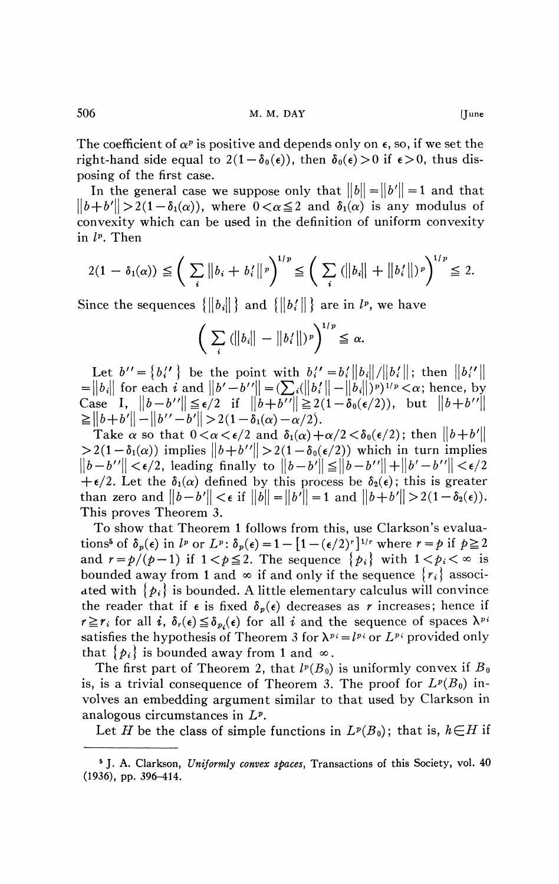The coefficient of $\alpha^p$ is positive and depends only on $\epsilon$, so, if we set the right-hand side equal to $2(1-\delta_0(\epsilon))$, then $\delta_0(\epsilon)>0$ if $\epsilon>0$, thus disposing of the first case.

In the general case we suppose only that $\|b\|=\|b'\|=1$ and that $\|b+b'\|>2(1-\delta_1(\alpha))$, where $0<\alpha\leqq 2$ and $\delta_1(\alpha)$ is any modulus of convexity which can be used in the definition of uniform convexity in $l^p$. Then

$$2(1-\delta_1(\alpha)) \leqq \left(\sum_i \|b_i+b_i'\|^p\right)^{1/p} \leqq \left(\sum_i (\|b_i\|+\|b_i'\|)^p\right)^{1/p} \leqq 2.$$

Since the sequences $\{\|b_i\|\}$ and $\{\|b_i'\|\}$ are in $l^p$, we have

$$\left(\sum_i (\|b_i\|-\|b_i'\|)^p\right)^{1/p} \leqq \alpha.$$

Let $b''=\{b_i''\}$ be the point with $b_i''=b_i'\|b_i\|/\|b_i'\|$; then $\|b_i''\|=\|b_i\|$ for each $i$ and $\|b'-b''\|=(\sum_i(\|b_i'\|-\|b_i\|)^p)^{1/p}<\alpha$; hence, by Case I, $\|b-b''\|\leqq\epsilon/2$ if $\|b+b''\|\geqq 2(1-\delta_0(\epsilon/2))$, but $\|b+b''\| \geqq \|b+b'\|-\|b''-b'\|>2(1-\delta_1(\alpha)-\alpha/2)$.

Take $\alpha$ so that $0<\alpha<\epsilon/2$ and $\delta_1(\alpha)+\alpha/2<\delta_0(\epsilon/2)$; then $\|b+b'\|>2(1-\delta_1(\alpha))$ implies $\|b+b''\|>2(1-\delta_0(\epsilon/2))$ which in turn implies $\|b-b''\|<\epsilon/2$, leading finally to $\|b-b'\|\leqq\|b-b''\|+\|b'-b''\|<\epsilon/2+\epsilon/2$. Let the $\delta_1(\alpha)$ defined by this process be $\delta_2(\epsilon)$; this is greater than zero and $\|b-b'\|<\epsilon$ if $\|b\|=\|b'\|=1$ and $\|b+b'\|>2(1-\delta_2(\epsilon))$. This proves Theorem 3.

To show that Theorem 1 follows from this, use Clarkson's evaluations[5] of $\delta_p(\epsilon)$ in $l^p$ or $L^p$: $\delta_p(\epsilon)=1-[1-(\epsilon/2)^r]^{1/r}$ where $r=p$ if $p\geqq 2$ and $r=p/(p-1)$ if $1<p\leqq 2$. The sequence $\{p_i\}$ with $1<p_i<\infty$ is bounded away from 1 and $\infty$ if and only if the sequence $\{r_i\}$ associated with $\{p_i\}$ is bounded. A little elementary calculus will convince the reader that if $\epsilon$ is fixed $\delta_p(\epsilon)$ decreases as $r$ increases; hence if $r\geqq r_i$ for all $i$, $\delta_r(\epsilon)\leqq\delta_{p_i}(\epsilon)$ for all $i$ and the sequence of spaces $\lambda^{p_i}$ satisfies the hypothesis of Theorem 3 for $\lambda^{p_i}=l^{p_i}$ or $L^{p_i}$ provided only that $\{p_i\}$ is bounded away from 1 and $\infty$.

The first part of Theorem 2, that $l^p(B_0)$ is uniformly convex if $B_0$ is, is a trivial consequence of Theorem 3. The proof for $L^p(B_0)$ involves an embedding argument similar to that used by Clarkson in analogous circumstances in $L^p$.

Let $H$ be the class of simple functions in $L^p(B_0)$; that is, $h\in H$ if

---

[5] J. A. Clarkson, *Uniformly convex spaces*, Transactions of this Society, vol. 40 (1936), pp. 396–414.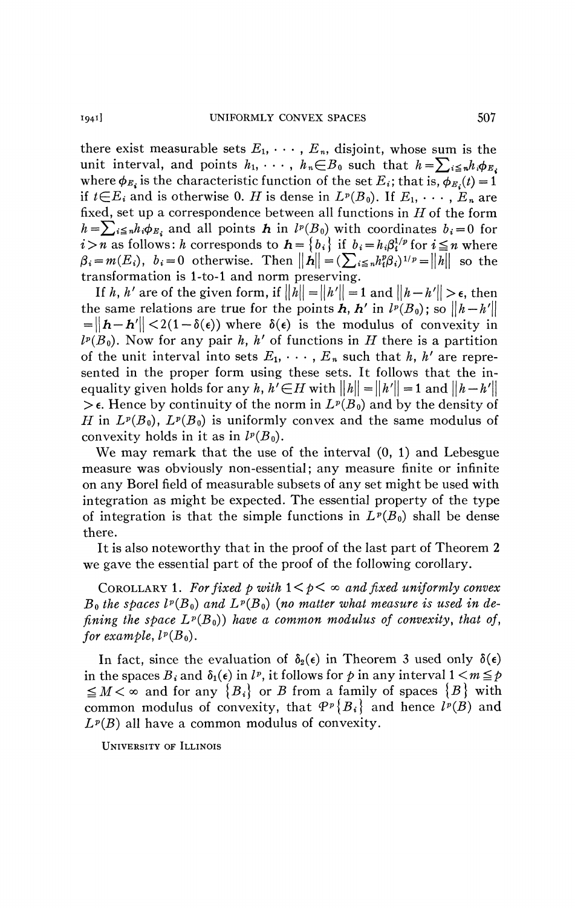there exist measurable sets $E_1, \cdots, E_n$, disjoint, whose sum is the unit interval, and points $h_1, \cdots, h_n \in B_0$ such that $h = \sum_{i \leq n} h_i \phi_{E_i}$ where $\phi_{E_i}$ is the characteristic function of the set $E_i$; that is, $\phi_{E_i}(t) = 1$ if $t \in E_i$ and is otherwise 0. $H$ is dense in $L^p(B_0)$. If $E_1, \cdots, E_n$ are fixed, set up a correspondence between all functions in $H$ of the form $h = \sum_{i \leq n} h_i \phi_{E_i}$ and all points $\mathbf{h}$ in $l^p(B_0)$ with coordinates $b_i = 0$ for $i > n$ as follows: $h$ corresponds to $\mathbf{h} = \{b_i\}$ if $b_i = h_i \beta_i^{1/p}$ for $i \leq n$ where $\beta_i = m(E_i)$, $b_i = 0$ otherwise. Then $\|\mathbf{h}\| = (\sum_{i \leq n} h_i^p \beta_i)^{1/p} = \|h\|$ so the transformation is 1-to-1 and norm preserving.

If $h, h'$ are of the given form, if $\|h\| = \|h'\| = 1$ and $\|h - h'\| > \epsilon$, then the same relations are true for the points $\mathbf{h}, \mathbf{h}'$ in $l^p(B_0)$; so $\|h - h'\| = \|\mathbf{h} - \mathbf{h}'\| < 2(1 - \delta(\epsilon))$ where $\delta(\epsilon)$ is the modulus of convexity in $l^p(B_0)$. Now for any pair $h, h'$ of functions in $H$ there is a partition of the unit interval into sets $E_1, \cdots, E_n$ such that $h, h'$ are represented in the proper form using these sets. It follows that the inequality given holds for any $h, h' \in H$ with $\|h\| = \|h'\| = 1$ and $\|h - h'\| > \epsilon$. Hence by continuity of the norm in $L^p(B_0)$ and by the density of $H$ in $L^p(B_0)$, $L^p(B_0)$ is uniformly convex and the same modulus of convexity holds in it as in $l^p(B_0)$.

We may remark that the use of the interval (0, 1) and Lebesgue measure was obviously non-essential; any measure finite or infinite on any Borel field of measurable subsets of any set might be used with integration as might be expected. The essential property of the type of integration is that the simple functions in $L^p(B_0)$ shall be dense there.

It is also noteworthy that in the proof of the last part of Theorem 2 we gave the essential part of the proof of the following corollary.

COROLLARY 1. *For fixed $p$ with $1 < p < \infty$ and fixed uniformly convex $B_0$ the spaces $l^p(B_0)$ and $L^p(B_0)$ (no matter what measure is used in defining the space $L^p(B_0)$) have a common modulus of convexity, that of, for example, $l^p(B_0)$.*

In fact, since the evaluation of $\delta_2(\epsilon)$ in Theorem 3 used only $\delta(\epsilon)$ in the spaces $B_i$ and $\delta_1(\epsilon)$ in $l^p$, it follows for $p$ in any interval $1 < m \leq p \leq M < \infty$ and for any $\{B_i\}$ or $B$ from a family of spaces $\{B\}$ with common modulus of convexity, that $\mathfrak{P}^p\{B_i\}$ and hence $l^p(B)$ and $L^p(B)$ all have a common modulus of convexity.

UNIVERSITY OF ILLINOIS